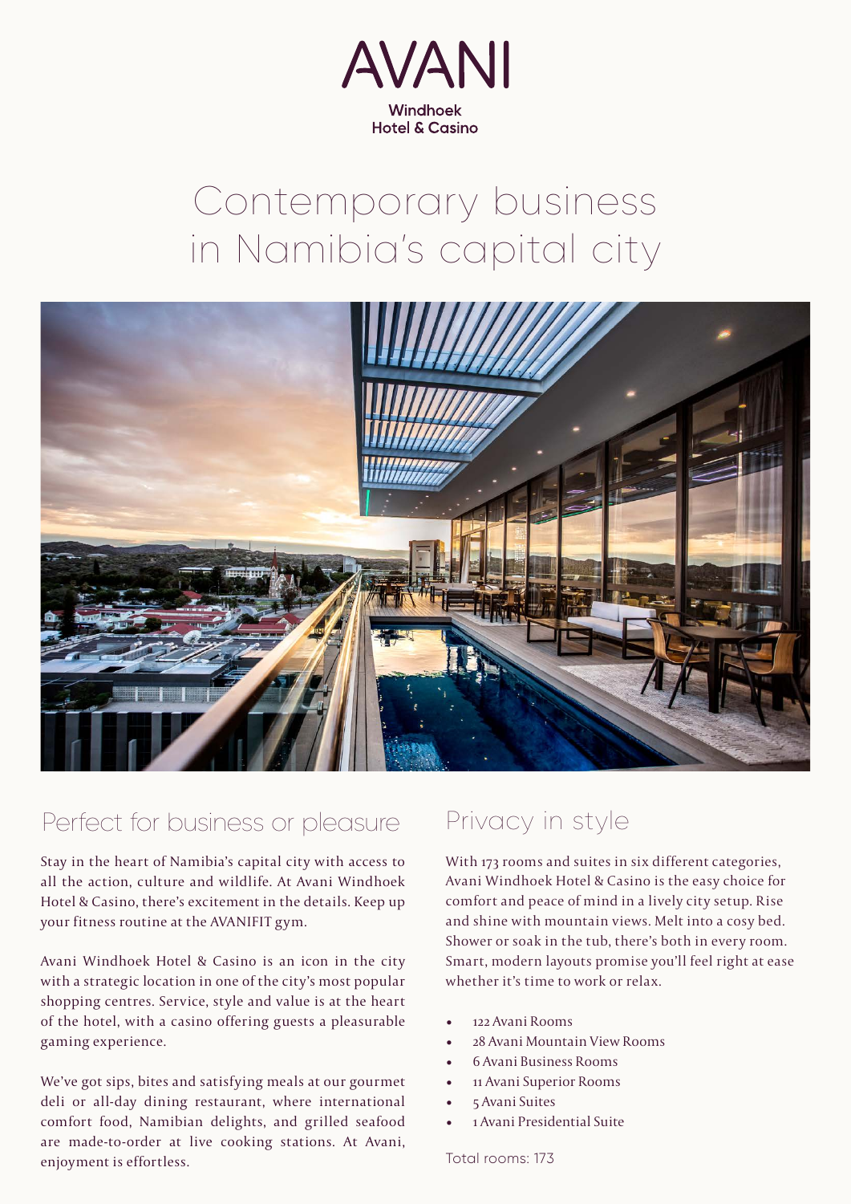AVANI

Windhoek
Hotel & Casino

# Contemporary business in Namibia's capital city

## Perfect for business or pleasure

Stay in the heart of Namibia's capital city with access to all the action, culture and wildlife. At Avani Windhoek Hotel & Casino, there's excitement in the details. Keep up your fitness routine at the AVANIFIT gym.

Avani Windhoek Hotel & Casino is an icon in the city with a strategic location in one of the city's most popular shopping centres. Service, style and value is at the heart of the hotel, with a casino offering guests a pleasurable gaming experience.

We've got sips, bites and satisfying meals at our gourmet deli or all-day dining restaurant, where international comfort food, Namibian delights, and grilled seafood are made-to-order at live cooking stations. At Avani, enjoyment is effortless.

## Privacy in style

With 173 rooms and suites in six different categories, Avani Windhoek Hotel & Casino is the easy choice for comfort and peace of mind in a lively city setup. Rise and shine with mountain views. Melt into a cosy bed. Shower or soak in the tub, there's both in every room. Smart, modern layouts promise you'll feel right at ease whether it's time to work or relax.

- 122 Avani Rooms
- 28 Avani Mountain View Rooms
- 6 Avani Business Rooms
- 11 Avani Superior Rooms
- 5 Avani Suites
- 1 Avani Presidential Suite

Total rooms: 173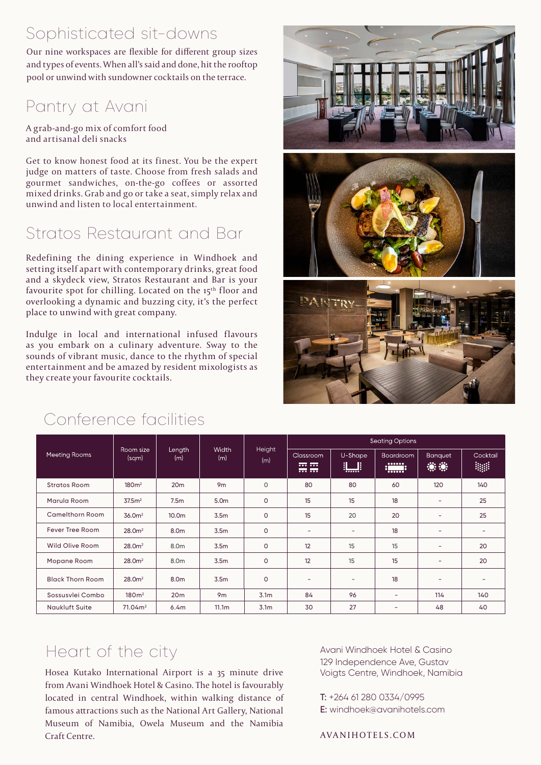## Sophisticated sit-downs

Our nine workspaces are flexible for different group sizes and types of events. When all's said and done, hit the rooftop pool or unwind with sundowner cocktails on the terrace.

## Pantry at Avani

A grab-and-go mix of comfort food and artisanal deli snacks

Get to know honest food at its finest. You be the expert judge on matters of taste. Choose from fresh salads and gourmet sandwiches, on-the-go coffees or assorted mixed drinks. Grab and go or take a seat, simply relax and unwind and listen to local entertainment.

## Stratos Restaurant and Bar

Redefining the dining experience in Windhoek and setting itself apart with contemporary drinks, great food and a skydeck view, Stratos Restaurant and Bar is your favourite spot for chilling. Located on the 15th floor and overlooking a dynamic and buzzing city, it's the perfect place to unwind with great company.

Indulge in local and international infused flavours as you embark on a culinary adventure. Sway to the sounds of vibrant music, dance to the rhythm of special entertainment and be amazed by resident mixologists as they create your favourite cocktails.

## Conference facilities

| Meeting Rooms | Room size (sqm) | Length (m) | Width (m) | Height (m) | Seating Options | | | | |
|---|---|---|---|---|---|---|---|---|---|
| | | | | | Classroom | U-Shape | Boardroom | Banquet | Cocktail |
| Stratos Room | 180m² | 20m | 9m | 0 | 80 | 80 | 60 | 120 | 140 |
| Marula Room | 37.5m² | 7.5m | 5.0m | 0 | 15 | 15 | 18 | - | 25 |
| Camelthorn Room | 36.0m² | 10.0m | 3.5m | 0 | 15 | 20 | 20 | - | 25 |
| Fever Tree Room | 28.0m² | 8.0m | 3.5m | 0 | - | - | 18 | - | - |
| Wild Olive Room | 28.0m² | 8.0m | 3.5m | 0 | 12 | 15 | 15 | - | 20 |
| Mopane Room | 28.0m² | 8.0m | 3.5m | 0 | 12 | 15 | 15 | - | 20 |
| Black Thorn Room | 28.0m² | 8.0m | 3.5m | 0 | - | - | 18 | - | - |
| Sossusvlei Combo | 180m² | 20m | 9m | 3.1m | 84 | 96 | - | 114 | 140 |
| Naukluft Suite | 71.04m² | 6.4m | 11.1m | 3.1m | 30 | 27 | - | 48 | 40 |

## Heart of the city

Hosea Kutako International Airport is a 35 minute drive from Avani Windhoek Hotel & Casino. The hotel is favourably located in central Windhoek, within walking distance of famous attractions such as the National Art Gallery, National Museum of Namibia, Owela Museum and the Namibia Craft Centre.

Avani Windhoek Hotel & Casino
129 Independence Ave, Gustav Voigts Centre, Windhoek, Namibia

**T:** +264 61 280 0334/0995
**E:** windhoek@avanihotels.com

AVANIHOTELS.COM